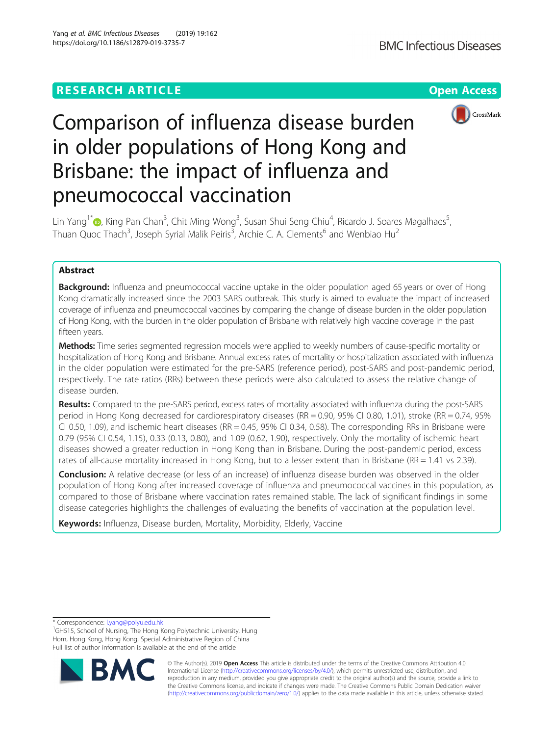RESEARCH ARTICLE

Open Access

# Comparison of influenza disease burden in older populations of Hong Kong and Brisbane: the impact of influenza and pneumococcal vaccination

Lin Yang[1*], King Pan Chan[3], Chit Ming Wong[3], Susan Shui Seng Chiu[4], Ricardo J. Soares Magalhaes[5], Thuan Quoc Thach[3], Joseph Syrial Malik Peiris[3], Archie C. A. Clements[6] and Wenbiao Hu[2]

## Abstract

**Background:** Influenza and pneumococcal vaccine uptake in the older population aged 65 years or over of Hong Kong dramatically increased since the 2003 SARS outbreak. This study is aimed to evaluate the impact of increased coverage of influenza and pneumococcal vaccines by comparing the change of disease burden in the older population of Hong Kong, with the burden in the older population of Brisbane with relatively high vaccine coverage in the past fifteen years.

**Methods:** Time series segmented regression models were applied to weekly numbers of cause-specific mortality or hospitalization of Hong Kong and Brisbane. Annual excess rates of mortality or hospitalization associated with influenza in the older population were estimated for the pre-SARS (reference period), post-SARS and post-pandemic period, respectively. The rate ratios (RRs) between these periods were also calculated to assess the relative change of disease burden.

**Results:** Compared to the pre-SARS period, excess rates of mortality associated with influenza during the post-SARS period in Hong Kong decreased for cardiorespiratory diseases (RR = 0.90, 95% CI 0.80, 1.01), stroke (RR = 0.74, 95% CI 0.50, 1.09), and ischemic heart diseases (RR = 0.45, 95% CI 0.34, 0.58). The corresponding RRs in Brisbane were 0.79 (95% CI 0.54, 1.15), 0.33 (0.13, 0.80), and 1.09 (0.62, 1.90), respectively. Only the mortality of ischemic heart diseases showed a greater reduction in Hong Kong than in Brisbane. During the post-pandemic period, excess rates of all-cause mortality increased in Hong Kong, but to a lesser extent than in Brisbane (RR = 1.41 vs 2.39).

**Conclusion:** A relative decrease (or less of an increase) of influenza disease burden was observed in the older population of Hong Kong after increased coverage of influenza and pneumococcal vaccines in this population, as compared to those of Brisbane where vaccination rates remained stable. The lack of significant findings in some disease categories highlights the challenges of evaluating the benefits of vaccination at the population level.

**Keywords:** Influenza, Disease burden, Mortality, Morbidity, Elderly, Vaccine

---

\* Correspondence: l.yang@polyu.edu.hk
[1]GH515, School of Nursing, The Hong Kong Polytechnic University, Hung Hom, Hong Kong, Hong Kong, Special Administrative Region of China
Full list of author information is available at the end of the article

© The Author(s). 2019 **Open Access** This article is distributed under the terms of the Creative Commons Attribution 4.0 International License (http://creativecommons.org/licenses/by/4.0/), which permits unrestricted use, distribution, and reproduction in any medium, provided you give appropriate credit to the original author(s) and the source, provide a link to the Creative Commons license, and indicate if changes were made. The Creative Commons Public Domain Dedication waiver (http://creativecommons.org/publicdomain/zero/1.0/) applies to the data made available in this article, unless otherwise stated.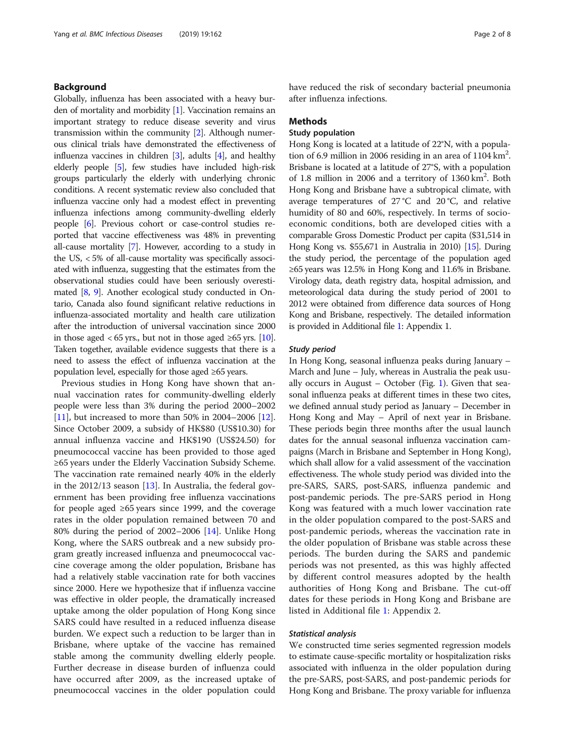## Background

Globally, influenza has been associated with a heavy burden of mortality and morbidity [1]. Vaccination remains an important strategy to reduce disease severity and virus transmission within the community [2]. Although numerous clinical trials have demonstrated the effectiveness of influenza vaccines in children [3], adults [4], and healthy elderly people [5], few studies have included high-risk groups particularly the elderly with underlying chronic conditions. A recent systematic review also concluded that influenza vaccine only had a modest effect in preventing influenza infections among community-dwelling elderly people [6]. Previous cohort or case-control studies reported that vaccine effectiveness was 48% in preventing all-cause mortality [7]. However, according to a study in the US, < 5% of all-cause mortality was specifically associated with influenza, suggesting that the estimates from the observational studies could have been seriously overestimated [8, 9]. Another ecological study conducted in Ontario, Canada also found significant relative reductions in influenza-associated mortality and health care utilization after the introduction of universal vaccination since 2000 in those aged < 65 yrs., but not in those aged ≥65 yrs. [10]. Taken together, available evidence suggests that there is a need to assess the effect of influenza vaccination at the population level, especially for those aged ≥65 years.

Previous studies in Hong Kong have shown that annual vaccination rates for community-dwelling elderly people were less than 3% during the period 2000–2002 [11], but increased to more than 50% in 2004–2006 [12]. Since October 2009, a subsidy of HK$80 (US$10.30) for annual influenza vaccine and HK$190 (US$24.50) for pneumococcal vaccine has been provided to those aged ≥65 years under the Elderly Vaccination Subsidy Scheme. The vaccination rate remained nearly 40% in the elderly in the 2012/13 season [13]. In Australia, the federal government has been providing free influenza vaccinations for people aged ≥65 years since 1999, and the coverage rates in the older population remained between 70 and 80% during the period of 2002–2006 [14]. Unlike Hong Kong, where the SARS outbreak and a new subsidy program greatly increased influenza and pneumococcal vaccine coverage among the older population, Brisbane has had a relatively stable vaccination rate for both vaccines since 2000. Here we hypothesize that if influenza vaccine was effective in older people, the dramatically increased uptake among the older population of Hong Kong since SARS could have resulted in a reduced influenza disease burden. We expect such a reduction to be larger than in Brisbane, where uptake of the vaccine has remained stable among the community dwelling elderly people. Further decrease in disease burden of influenza could have occurred after 2009, as the increased uptake of pneumococcal vaccines in the older population could have reduced the risk of secondary bacterial pneumonia after influenza infections.

## Methods

### Study population

Hong Kong is located at a latitude of 22°N, with a population of 6.9 million in 2006 residing in an area of 1104 km$^2$. Brisbane is located at a latitude of 27°S, with a population of 1.8 million in 2006 and a territory of 1360 km$^2$. Both Hong Kong and Brisbane have a subtropical climate, with average temperatures of 27 °C and 20 °C, and relative humidity of 80 and 60%, respectively. In terms of socio-economic conditions, both are developed cities with a comparable Gross Domestic Product per capita ($31,514 in Hong Kong vs. $55,671 in Australia in 2010) [15]. During the study period, the percentage of the population aged ≥65 years was 12.5% in Hong Kong and 11.6% in Brisbane. Virology data, death registry data, hospital admission, and meteorological data during the study period of 2001 to 2012 were obtained from difference data sources of Hong Kong and Brisbane, respectively. The detailed information is provided in Additional file 1: Appendix 1.

#### *Study period*

In Hong Kong, seasonal influenza peaks during January – March and June – July, whereas in Australia the peak usually occurs in August – October (Fig. 1). Given that seasonal influenza peaks at different times in these two cites, we defined annual study period as January – December in Hong Kong and May – April of next year in Brisbane. These periods begin three months after the usual launch dates for the annual seasonal influenza vaccination campaigns (March in Brisbane and September in Hong Kong), which shall allow for a valid assessment of the vaccination effectiveness. The whole study period was divided into the pre-SARS, SARS, post-SARS, influenza pandemic and post-pandemic periods. The pre-SARS period in Hong Kong was featured with a much lower vaccination rate in the older population compared to the post-SARS and post-pandemic periods, whereas the vaccination rate in the older population of Brisbane was stable across these periods. The burden during the SARS and pandemic periods was not presented, as this was highly affected by different control measures adopted by the health authorities of Hong Kong and Brisbane. The cut-off dates for these periods in Hong Kong and Brisbane are listed in Additional file 1: Appendix 2.

#### *Statistical analysis*

We constructed time series segmented regression models to estimate cause-specific mortality or hospitalization risks associated with influenza in the older population during the pre-SARS, post-SARS, and post-pandemic periods for Hong Kong and Brisbane. The proxy variable for influenza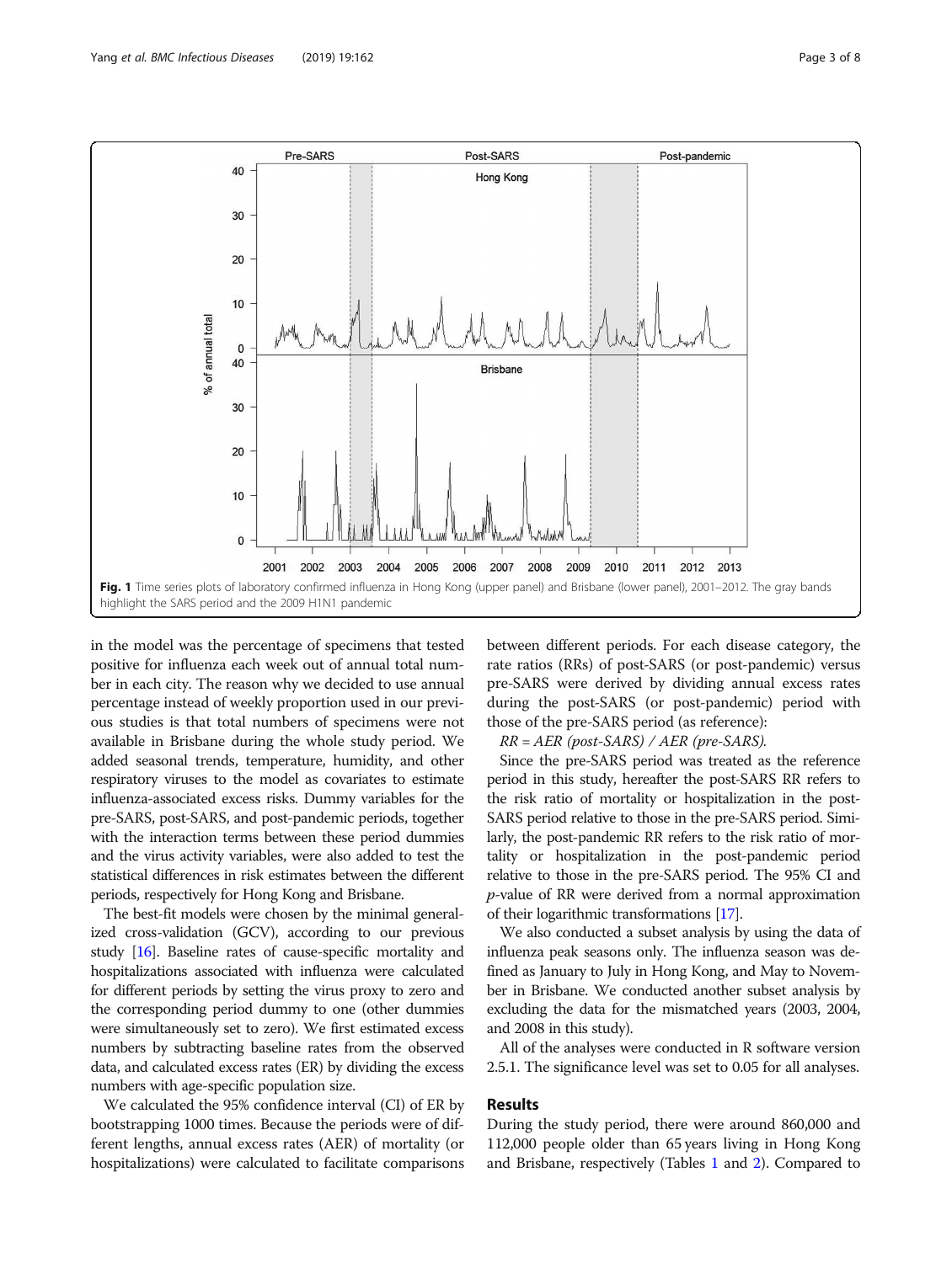Fig. 1 Time series plots of laboratory confirmed influenza in Hong Kong (upper panel) and Brisbane (lower panel), 2001–2012. The gray bands highlight the SARS period and the 2009 H1N1 pandemic

in the model was the percentage of specimens that tested positive for influenza each week out of annual total number in each city. The reason why we decided to use annual percentage instead of weekly proportion used in our previous studies is that total numbers of specimens were not available in Brisbane during the whole study period. We added seasonal trends, temperature, humidity, and other respiratory viruses to the model as covariates to estimate influenza-associated excess risks. Dummy variables for the pre-SARS, post-SARS, and post-pandemic periods, together with the interaction terms between these period dummies and the virus activity variables, were also added to test the statistical differences in risk estimates between the different periods, respectively for Hong Kong and Brisbane.

The best-fit models were chosen by the minimal generalized cross-validation (GCV), according to our previous study [16]. Baseline rates of cause-specific mortality and hospitalizations associated with influenza were calculated for different periods by setting the virus proxy to zero and the corresponding period dummy to one (other dummies were simultaneously set to zero). We first estimated excess numbers by subtracting baseline rates from the observed data, and calculated excess rates (ER) by dividing the excess numbers with age-specific population size.

We calculated the 95% confidence interval (CI) of ER by bootstrapping 1000 times. Because the periods were of different lengths, annual excess rates (AER) of mortality (or hospitalizations) were calculated to facilitate comparisons between different periods. For each disease category, the rate ratios (RRs) of post-SARS (or post-pandemic) versus pre-SARS were derived by dividing annual excess rates during the post-SARS (or post-pandemic) period with those of the pre-SARS period (as reference):

*RR = AER (post-SARS) / AER (pre-SARS).*

Since the pre-SARS period was treated as the reference period in this study, hereafter the post-SARS RR refers to the risk ratio of mortality or hospitalization in the post-SARS period relative to those in the pre-SARS period. Similarly, the post-pandemic RR refers to the risk ratio of mortality or hospitalization in the post-pandemic period relative to those in the pre-SARS period. The 95% CI and $p$-value of RR were derived from a normal approximation of their logarithmic transformations [17].

We also conducted a subset analysis by using the data of influenza peak seasons only. The influenza season was defined as January to July in Hong Kong, and May to November in Brisbane. We conducted another subset analysis by excluding the data for the mismatched years (2003, 2004, and 2008 in this study).

All of the analyses were conducted in R software version 2.5.1. The significance level was set to 0.05 for all analyses.

## Results

During the study period, there were around 860,000 and 112,000 people older than 65 years living in Hong Kong and Brisbane, respectively (Tables 1 and 2). Compared to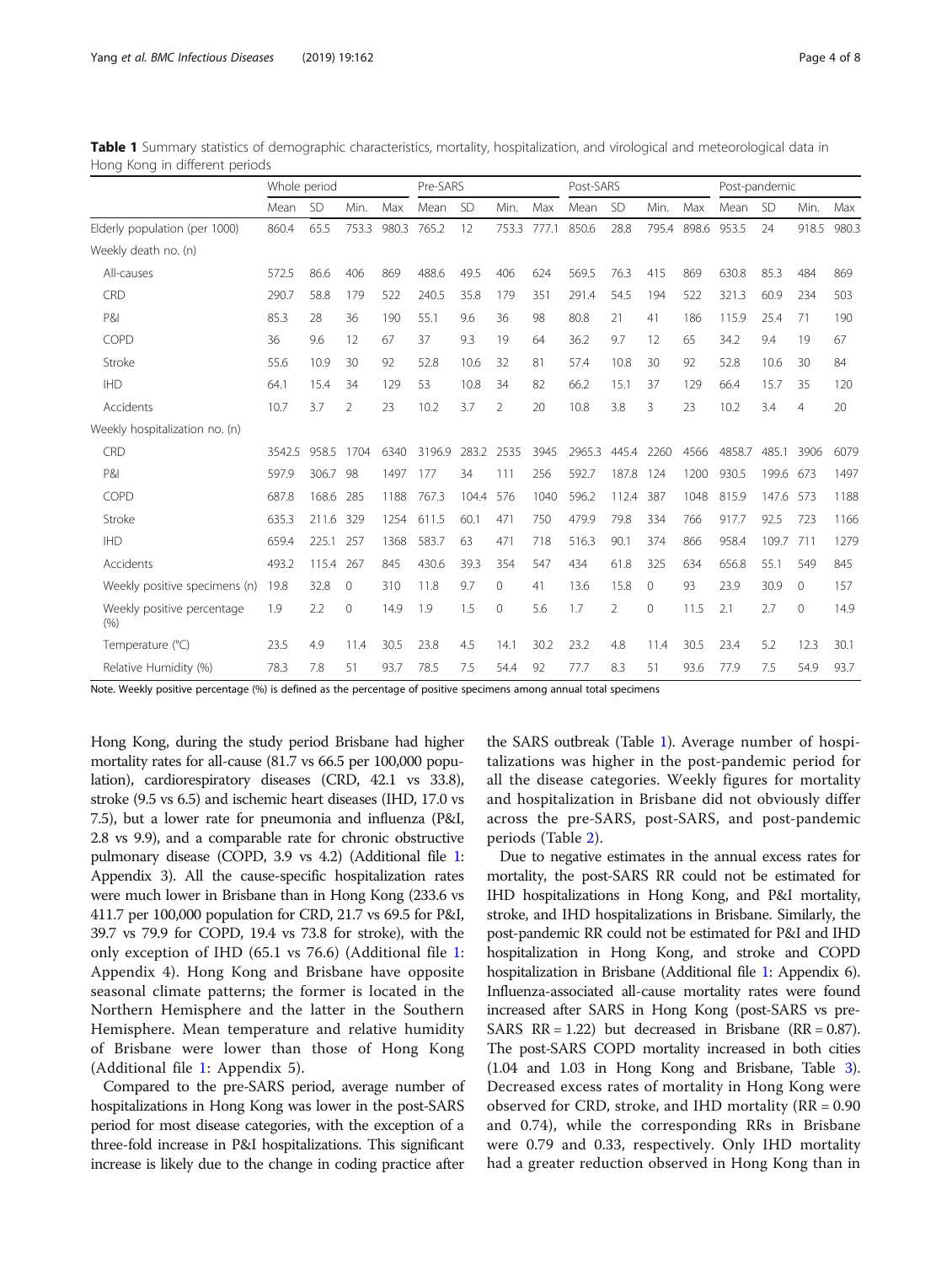**Table 1** Summary statistics of demographic characteristics, mortality, hospitalization, and virological and meteorological data in Hong Kong in different periods

| | Whole period | | | | Pre-SARS | | | | Post-SARS | | | | Post-pandemic | | | |
|---|---|---|---|---|---|---|---|---|---|---|---|---|---|---|---|---|
| | Mean | SD | Min. | Max | Mean | SD | Min. | Max | Mean | SD | Min. | Max | Mean | SD | Min. | Max |
| Elderly population (per 1000) | 860.4 | 65.5 | 753.3 | 980.3 | 765.2 | 12 | 753.3 | 777.1 | 850.6 | 28.8 | 795.4 | 898.6 | 953.5 | 24 | 918.5 | 980.3 |
| Weekly death no. (n) | | | | | | | | | | | | | | | | |
| All-causes | 572.5 | 86.6 | 406 | 869 | 488.6 | 49.5 | 406 | 624 | 569.5 | 76.3 | 415 | 869 | 630.8 | 85.3 | 484 | 869 |
| CRD | 290.7 | 58.8 | 179 | 522 | 240.5 | 35.8 | 179 | 351 | 291.4 | 54.5 | 194 | 522 | 321.3 | 60.9 | 234 | 503 |
| P&I | 85.3 | 28 | 36 | 190 | 55.1 | 9.6 | 36 | 98 | 80.8 | 21 | 41 | 186 | 115.9 | 25.4 | 71 | 190 |
| COPD | 36 | 9.6 | 12 | 67 | 37 | 9.3 | 19 | 64 | 36.2 | 9.7 | 12 | 65 | 34.2 | 9.4 | 19 | 67 |
| Stroke | 55.6 | 10.9 | 30 | 92 | 52.8 | 10.6 | 32 | 81 | 57.4 | 10.8 | 30 | 92 | 52.8 | 10.6 | 30 | 84 |
| IHD | 64.1 | 15.4 | 34 | 129 | 53 | 10.8 | 34 | 82 | 66.2 | 15.1 | 37 | 129 | 66.4 | 15.7 | 35 | 120 |
| Accidents | 10.7 | 3.7 | 2 | 23 | 10.2 | 3.7 | 2 | 20 | 10.8 | 3.8 | 3 | 23 | 10.2 | 3.4 | 4 | 20 |
| Weekly hospitalization no. (n) | | | | | | | | | | | | | | | | |
| CRD | 3542.5 | 958.5 | 1704 | 6340 | 3196.9 | 283.2 | 2535 | 3945 | 2965.3 | 445.4 | 2260 | 4566 | 4858.7 | 485.1 | 3906 | 6079 |
| P&I | 597.9 | 306.7 | 98 | 1497 | 177 | 34 | 111 | 256 | 592.7 | 187.8 | 124 | 1200 | 930.5 | 199.6 | 673 | 1497 |
| COPD | 687.8 | 168.6 | 285 | 1188 | 767.3 | 104.4 | 576 | 1040 | 596.2 | 112.4 | 387 | 1048 | 815.9 | 147.6 | 573 | 1188 |
| Stroke | 635.3 | 211.6 | 329 | 1254 | 611.5 | 60.1 | 471 | 750 | 479.9 | 79.8 | 334 | 766 | 917.7 | 92.5 | 723 | 1166 |
| IHD | 659.4 | 225.1 | 257 | 1368 | 583.7 | 63 | 471 | 718 | 516.3 | 90.1 | 374 | 866 | 958.4 | 109.7 | 711 | 1279 |
| Accidents | 493.2 | 115.4 | 267 | 845 | 430.6 | 39.3 | 354 | 547 | 434 | 61.8 | 325 | 634 | 656.8 | 55.1 | 549 | 845 |
| Weekly positive specimens (n) | 19.8 | 32.8 | 0 | 310 | 11.8 | 9.7 | 0 | 41 | 13.6 | 15.8 | 0 | 93 | 23.9 | 30.9 | 0 | 157 |
| Weekly positive percentage (%) | 1.9 | 2.2 | 0 | 14.9 | 1.9 | 1.5 | 0 | 5.6 | 1.7 | 2 | 0 | 11.5 | 2.1 | 2.7 | 0 | 14.9 |
| Temperature (°C) | 23.5 | 4.9 | 11.4 | 30.5 | 23.8 | 4.5 | 14.1 | 30.2 | 23.2 | 4.8 | 11.4 | 30.5 | 23.4 | 5.2 | 12.3 | 30.1 |
| Relative Humidity (%) | 78.3 | 7.8 | 51 | 93.7 | 78.5 | 7.5 | 54.4 | 92 | 77.7 | 8.3 | 51 | 93.6 | 77.9 | 7.5 | 54.9 | 93.7 |

Note. Weekly positive percentage (%) is defined as the percentage of positive specimens among annual total specimens

Hong Kong, during the study period Brisbane had higher mortality rates for all-cause (81.7 vs 66.5 per 100,000 population), cardiorespiratory diseases (CRD, 42.1 vs 33.8), stroke (9.5 vs 6.5) and ischemic heart diseases (IHD, 17.0 vs 7.5), but a lower rate for pneumonia and influenza (P&I, 2.8 vs 9.9), and a comparable rate for chronic obstructive pulmonary disease (COPD, 3.9 vs 4.2) (Additional file 1: Appendix 3). All the cause-specific hospitalization rates were much lower in Brisbane than in Hong Kong (233.6 vs 411.7 per 100,000 population for CRD, 21.7 vs 69.5 for P&I, 39.7 vs 79.9 for COPD, 19.4 vs 73.8 for stroke), with the only exception of IHD (65.1 vs 76.6) (Additional file 1: Appendix 4). Hong Kong and Brisbane have opposite seasonal climate patterns; the former is located in the Northern Hemisphere and the latter in the Southern Hemisphere. Mean temperature and relative humidity of Brisbane were lower than those of Hong Kong (Additional file 1: Appendix 5).

Compared to the pre-SARS period, average number of hospitalizations in Hong Kong was lower in the post-SARS period for most disease categories, with the exception of a three-fold increase in P&I hospitalizations. This significant increase is likely due to the change in coding practice after the SARS outbreak (Table 1). Average number of hospitalizations was higher in the post-pandemic period for all the disease categories. Weekly figures for mortality and hospitalization in Brisbane did not obviously differ across the pre-SARS, post-SARS, and post-pandemic periods (Table 2).

Due to negative estimates in the annual excess rates for mortality, the post-SARS RR could not be estimated for IHD hospitalizations in Hong Kong, and P&I mortality, stroke, and IHD hospitalizations in Brisbane. Similarly, the post-pandemic RR could not be estimated for P&I and IHD hospitalization in Hong Kong, and stroke and COPD hospitalization in Brisbane (Additional file 1: Appendix 6). Influenza-associated all-cause mortality rates were found increased after SARS in Hong Kong (post-SARS vs pre-SARS RR = 1.22) but decreased in Brisbane (RR = 0.87). The post-SARS COPD mortality increased in both cities (1.04 and 1.03 in Hong Kong and Brisbane, Table 3). Decreased excess rates of mortality in Hong Kong were observed for CRD, stroke, and IHD mortality (RR = 0.90 and 0.74), while the corresponding RRs in Brisbane were 0.79 and 0.33, respectively. Only IHD mortality had a greater reduction observed in Hong Kong than in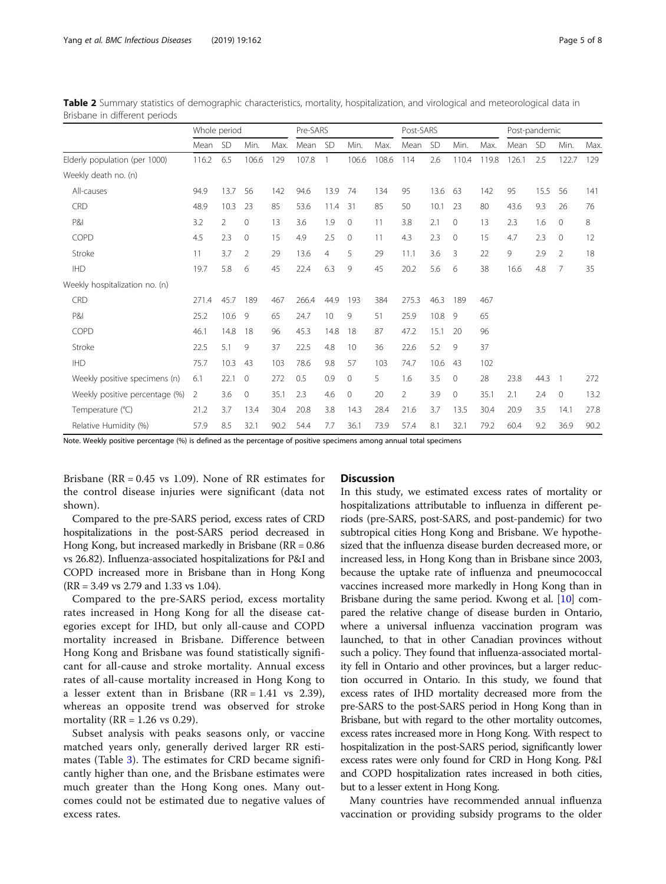**Table 2** Summary statistics of demographic characteristics, mortality, hospitalization, and virological and meteorological data in Brisbane in different periods

| | Whole period | | | | Pre-SARS | | | | Post-SARS | | | | Post-pandemic | | | |
|---|---|---|---|---|---|---|---|---|---|---|---|---|---|---|---|---|
| | Mean | SD | Min. | Max. | Mean | SD | Min. | Max. | Mean | SD | Min. | Max. | Mean | SD | Min. | Max. |
| Elderly population (per 1000) | 116.2 | 6.5 | 106.6 | 129 | 107.8 | 1 | 106.6 | 108.6 | 114 | 2.6 | 110.4 | 119.8 | 126.1 | 2.5 | 122.7 | 129 |
| Weekly death no. (n) | | | | | | | | | | | | | | | | |
| All-causes | 94.9 | 13.7 | 56 | 142 | 94.6 | 13.9 | 74 | 134 | 95 | 13.6 | 63 | 142 | 95 | 15.5 | 56 | 141 |
| CRD | 48.9 | 10.3 | 23 | 85 | 53.6 | 11.4 | 31 | 85 | 50 | 10.1 | 23 | 80 | 43.6 | 9.3 | 26 | 76 |
| P&I | 3.2 | 2 | 0 | 13 | 3.6 | 1.9 | 0 | 11 | 3.8 | 2.1 | 0 | 13 | 2.3 | 1.6 | 0 | 8 |
| COPD | 4.5 | 2.3 | 0 | 15 | 4.9 | 2.5 | 0 | 11 | 4.3 | 2.3 | 0 | 15 | 4.7 | 2.3 | 0 | 12 |
| Stroke | 11 | 3.7 | 2 | 29 | 13.6 | 4 | 5 | 29 | 11.1 | 3.6 | 3 | 22 | 9 | 2.9 | 2 | 18 |
| IHD | 19.7 | 5.8 | 6 | 45 | 22.4 | 6.3 | 9 | 45 | 20.2 | 5.6 | 6 | 38 | 16.6 | 4.8 | 7 | 35 |
| Weekly hospitalization no. (n) | | | | | | | | | | | | | | | | |
| CRD | 271.4 | 45.7 | 189 | 467 | 266.4 | 44.9 | 193 | 384 | 275.3 | 46.3 | 189 | 467 | | | | |
| P&I | 25.2 | 10.6 | 9 | 65 | 24.7 | 10 | 9 | 51 | 25.9 | 10.8 | 9 | 65 | | | | |
| COPD | 46.1 | 14.8 | 18 | 96 | 45.3 | 14.8 | 18 | 87 | 47.2 | 15.1 | 20 | 96 | | | | |
| Stroke | 22.5 | 5.1 | 9 | 37 | 22.5 | 4.8 | 10 | 36 | 22.6 | 5.2 | 9 | 37 | | | | |
| IHD | 75.7 | 10.3 | 43 | 103 | 78.6 | 9.8 | 57 | 103 | 74.7 | 10.6 | 43 | 102 | | | | |
| Weekly positive specimens (n) | 6.1 | 22.1 | 0 | 272 | 0.5 | 0.9 | 0 | 5 | 1.6 | 3.5 | 0 | 28 | 23.8 | 44.3 | 1 | 272 |
| Weekly positive percentage (%) | 2 | 3.6 | 0 | 35.1 | 2.3 | 4.6 | 0 | 20 | 2 | 3.9 | 0 | 35.1 | 2.1 | 2.4 | 0 | 13.2 |
| Temperature (°C) | 21.2 | 3.7 | 13.4 | 30.4 | 20.8 | 3.8 | 14.3 | 28.4 | 21.6 | 3.7 | 13.5 | 30.4 | 20.9 | 3.5 | 14.1 | 27.8 |
| Relative Humidity (%) | 57.9 | 8.5 | 32.1 | 90.2 | 54.4 | 7.7 | 36.1 | 73.9 | 57.4 | 8.1 | 32.1 | 79.2 | 60.4 | 9.2 | 36.9 | 90.2 |

Note. Weekly positive percentage (%) is defined as the percentage of positive specimens among annual total specimens

Brisbane (RR = 0.45 vs 1.09). None of RR estimates for the control disease injuries were significant (data not shown).

Compared to the pre-SARS period, excess rates of CRD hospitalizations in the post-SARS period decreased in Hong Kong, but increased markedly in Brisbane (RR = 0.86 vs 26.82). Influenza-associated hospitalizations for P&I and COPD increased more in Brisbane than in Hong Kong (RR = 3.49 vs 2.79 and 1.33 vs 1.04).

Compared to the pre-SARS period, excess mortality rates increased in Hong Kong for all the disease categories except for IHD, but only all-cause and COPD mortality increased in Brisbane. Difference between Hong Kong and Brisbane was found statistically significant for all-cause and stroke mortality. Annual excess rates of all-cause mortality increased in Hong Kong to a lesser extent than in Brisbane (RR = 1.41 vs 2.39), whereas an opposite trend was observed for stroke mortality (RR = 1.26 vs 0.29).

Subset analysis with peaks seasons only, or vaccine matched years only, generally derived larger RR estimates (Table 3). The estimates for CRD became significantly higher than one, and the Brisbane estimates were much greater than the Hong Kong ones. Many outcomes could not be estimated due to negative values of excess rates.

## Discussion

In this study, we estimated excess rates of mortality or hospitalizations attributable to influenza in different periods (pre-SARS, post-SARS, and post-pandemic) for two subtropical cities Hong Kong and Brisbane. We hypothesized that the influenza disease burden decreased more, or increased less, in Hong Kong than in Brisbane since 2003, because the uptake rate of influenza and pneumococcal vaccines increased more markedly in Hong Kong than in Brisbane during the same period. Kwong et al. [10] compared the relative change of disease burden in Ontario, where a universal influenza vaccination program was launched, to that in other Canadian provinces without such a policy. They found that influenza-associated mortality fell in Ontario and other provinces, but a larger reduction occurred in Ontario. In this study, we found that excess rates of IHD mortality decreased more from the pre-SARS to the post-SARS period in Hong Kong than in Brisbane, but with regard to the other mortality outcomes, excess rates increased more in Hong Kong. With respect to hospitalization in the post-SARS period, significantly lower excess rates were only found for CRD in Hong Kong. P&I and COPD hospitalization rates increased in both cities, but to a lesser extent in Hong Kong.

Many countries have recommended annual influenza vaccination or providing subsidy programs to the older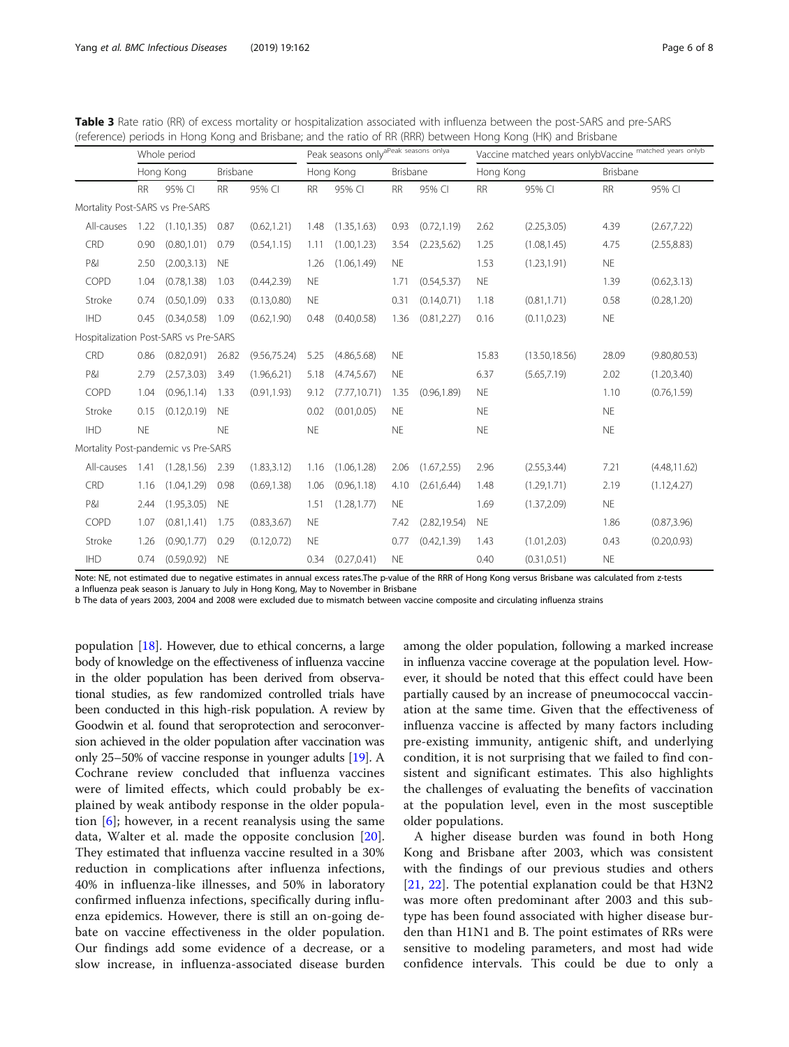**Table 3** Rate ratio (RR) of excess mortality or hospitalization associated with influenza between the post-SARS and pre-SARS (reference) periods in Hong Kong and Brisbane; and the ratio of RR (RRR) between Hong Kong (HK) and Brisbane

| | Whole period | | | | Peak seasons only[a] | | | | Vaccine matched years only[b] | | | |
|---|---|---|---|---|---|---|---|---|---|---|---|---|
| | Hong Kong | | Brisbane | | Hong Kong | | Brisbane | | Hong Kong | | Brisbane | |
| | RR | 95% CI | RR | 95% CI | RR | 95% CI | RR | 95% CI | RR | 95% CI | RR | 95% CI |
| Mortality Post-SARS vs Pre-SARS | | | | | | | | | | | | |
| All-causes | 1.22 | (1.10,1.35) | 0.87 | (0.62,1.21) | 1.48 | (1.35,1.63) | 0.93 | (0.72,1.19) | 2.62 | (2.25,3.05) | 4.39 | (2.67,7.22) |
| CRD | 0.90 | (0.80,1.01) | 0.79 | (0.54,1.15) | 1.11 | (1.00,1.23) | 3.54 | (2.23,5.62) | 1.25 | (1.08,1.45) | 4.75 | (2.55,8.83) |
| P&I | 2.50 | (2.00,3.13) | NE | | 1.26 | (1.06,1.49) | NE | | 1.53 | (1.23,1.91) | NE | |
| COPD | 1.04 | (0.78,1.38) | 1.03 | (0.44,2.39) | NE | | 1.71 | (0.54,5.37) | NE | | 1.39 | (0.62,3.13) |
| Stroke | 0.74 | (0.50,1.09) | 0.33 | (0.13,0.80) | NE | | 0.31 | (0.14,0.71) | 1.18 | (0.81,1.71) | 0.58 | (0.28,1.20) |
| IHD | 0.45 | (0.34,0.58) | 1.09 | (0.62,1.90) | 0.48 | (0.40,0.58) | 1.36 | (0.81,2.27) | 0.16 | (0.11,0.23) | NE | |
| Hospitalization Post-SARS vs Pre-SARS | | | | | | | | | | | | |
| CRD | 0.86 | (0.82,0.91) | 26.82 | (9.56,75.24) | 5.25 | (4.86,5.68) | NE | | 15.83 | (13.50,18.56) | 28.09 | (9.80,80.53) |
| P&I | 2.79 | (2.57,3.03) | 3.49 | (1.96,6.21) | 5.18 | (4.74,5.67) | NE | | 6.37 | (5.65,7.19) | 2.02 | (1.20,3.40) |
| COPD | 1.04 | (0.96,1.14) | 1.33 | (0.91,1.93) | 9.12 | (7.77,10.71) | 1.35 | (0.96,1.89) | NE | | 1.10 | (0.76,1.59) |
| Stroke | 0.15 | (0.12,0.19) | NE | | 0.02 | (0.01,0.05) | NE | | NE | | NE | |
| IHD | NE | | NE | | NE | | NE | | NE | | NE | |
| Mortality Post-pandemic vs Pre-SARS | | | | | | | | | | | | |
| All-cases | 1.41 | (1.28,1.56) | 2.39 | (1.83,3.12) | 1.16 | (1.06,1.28) | 2.06 | (1.67,2.55) | 2.96 | (2.55,3.44) | 7.21 | (4.48,11.62) |
| CRD | 1.16 | (1.04,1.29) | 0.98 | (0.69,1.38) | 1.06 | (0.96,1.18) | 4.10 | (2.61,6.44) | 1.48 | (1.29,1.71) | 2.19 | (1.12,4.27) |
| P&I | 2.44 | (1.95,3.05) | NE | | 1.51 | (1.28,1.77) | NE | | 1.69 | (1.37,2.09) | NE | |
| COPD | 1.07 | (0.81,1.41) | 1.75 | (0.83,3.67) | NE | | 7.42 | (2.82,19.54) | NE | | 1.86 | (0.87,3.96) |
| Stroke | 1.26 | (0.90,1.77) | 0.29 | (0.12,0.72) | NE | | 0.77 | (0.42,1.39) | 1.43 | (1.01,2.03) | 0.43 | (0.20,0.93) |
| IHD | 0.74 | (0.59,0.92) | NE | | 0.34 | (0.27,0.41) | NE | | 0.40 | (0.31,0.51) | NE | |

Note: NE, not estimated due to negative estimates in annual excess rates.The p-value of the RRR of Hong Kong versus Brisbane was calculated from z-tests
a Influenza peak season is January to July in Hong Kong, May to November in Brisbane
b The data of years 2003, 2004 and 2008 were excluded due to mismatch between vaccine composite and circulating influenza strains

population [18]. However, due to ethical concerns, a large body of knowledge on the effectiveness of influenza vaccine in the older population has been derived from observational studies, as few randomized controlled trials have been conducted in this high-risk population. A review by Goodwin et al. found that seroprotection and seroconversion achieved in the older population after vaccination was only 25–50% of vaccine response in younger adults [19]. A Cochrane review concluded that influenza vaccines were of limited effects, which could probably be explained by weak antibody response in the older population [6]; however, in a recent reanalysis using the same data, Walter et al. made the opposite conclusion [20]. They estimated that influenza vaccine resulted in a 30% reduction in complications after influenza infections, 40% in influenza-like illnesses, and 50% in laboratory confirmed influenza infections, specifically during influenza epidemics. However, there is still an on-going debate on vaccine effectiveness in the older population. Our findings add some evidence of a decrease, or a slow increase, in influenza-associated disease burden among the older population, following a marked increase in influenza vaccine coverage at the population level. However, it should be noted that this effect could have been partially caused by an increase of pneumococcal vaccination at the same time. Given that the effectiveness of influenza vaccine is affected by many factors including pre-existing immunity, antigenic shift, and underlying condition, it is not surprising that we failed to find consistent and significant estimates. This also highlights the challenges of evaluating the benefits of vaccination at the population level, even in the most susceptible older populations.

A higher disease burden was found in both Hong Kong and Brisbane after 2003, which was consistent with the findings of our previous studies and others [21, 22]. The potential explanation could be that H3N2 was more often predominant after 2003 and this subtype has been found associated with higher disease burden than H1N1 and B. The point estimates of RRs were sensitive to modeling parameters, and most had wide confidence intervals. This could be due to only a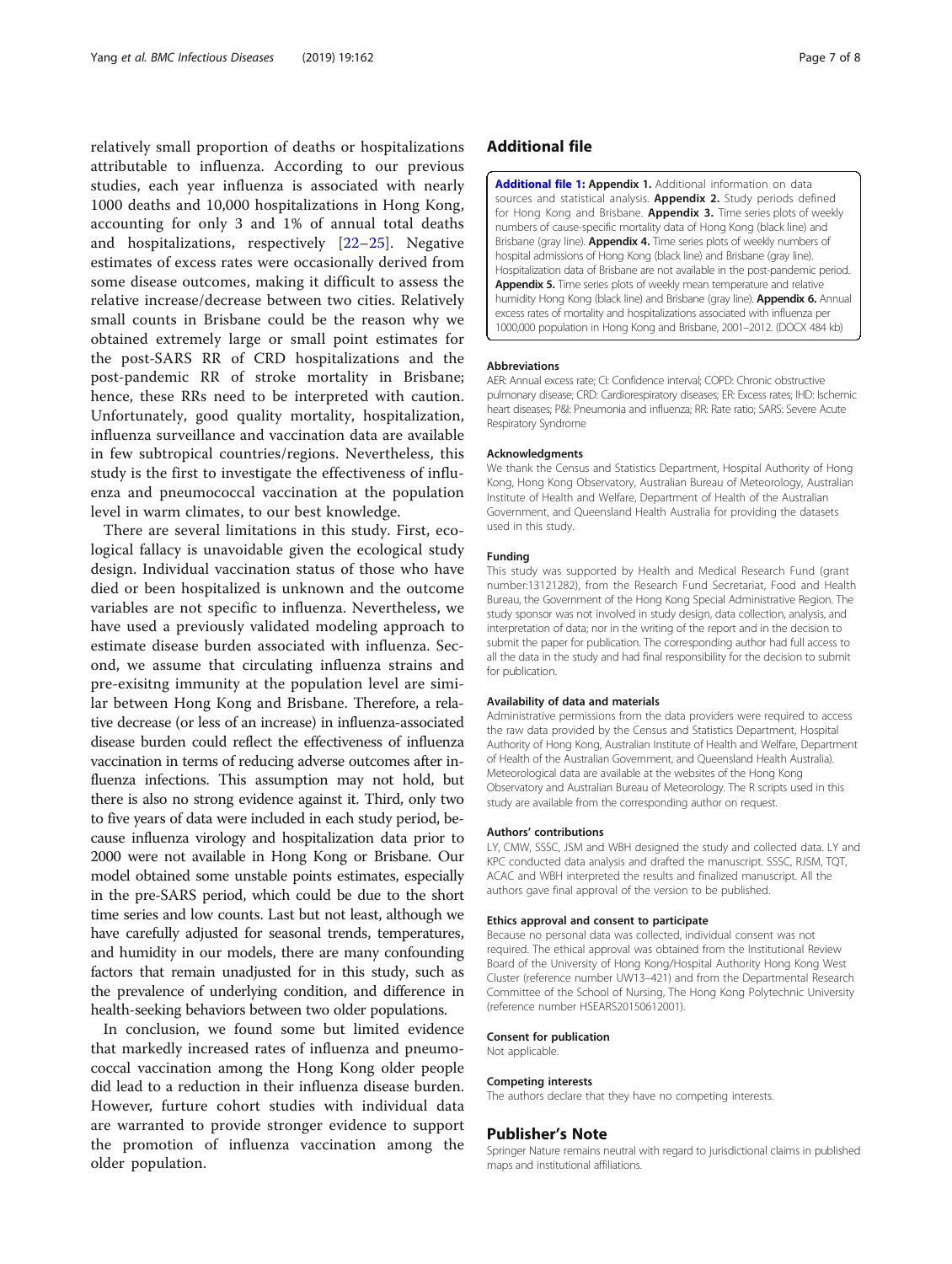relatively small proportion of deaths or hospitalizations attributable to influenza. According to our previous studies, each year influenza is associated with nearly 1000 deaths and 10,000 hospitalizations in Hong Kong, accounting for only 3 and 1% of annual total deaths and hospitalizations, respectively [22–25]. Negative estimates of excess rates were occasionally derived from some disease outcomes, making it difficult to assess the relative increase/decrease between two cities. Relatively small counts in Brisbane could be the reason why we obtained extremely large or small point estimates for the post-SARS RR of CRD hospitalizations and the post-pandemic RR of stroke mortality in Brisbane; hence, these RRs need to be interpreted with caution. Unfortunately, good quality mortality, hospitalization, influenza surveillance and vaccination data are available in few subtropical countries/regions. Nevertheless, this study is the first to investigate the effectiveness of influenza and pneumococcal vaccination at the population level in warm climates, to our best knowledge.

There are several limitations in this study. First, ecological fallacy is unavoidable given the ecological study design. Individual vaccination status of those who have died or been hospitalized is unknown and the outcome variables are not specific to influenza. Nevertheless, we have used a previously validated modeling approach to estimate disease burden associated with influenza. Second, we assume that circulating influenza strains and pre-exisitng immunity at the population level are similar between Hong Kong and Brisbane. Therefore, a relative decrease (or less of an increase) in influenza-associated disease burden could reflect the effectiveness of influenza vaccination in terms of reducing adverse outcomes after influenza infections. This assumption may not hold, but there is also no strong evidence against it. Third, only two to five years of data were included in each study period, because influenza virology and hospitalization data prior to 2000 were not available in Hong Kong or Brisbane. Our model obtained some unstable points estimates, especially in the pre-SARS period, which could be due to the short time series and low counts. Last but not least, although we have carefully adjusted for seasonal trends, temperatures, and humidity in our models, there are many confounding factors that remain unadjusted for in this study, such as the prevalence of underlying condition, and difference in health-seeking behaviors between two older populations.

In conclusion, we found some but limited evidence that markedly increased rates of influenza and pneumococcal vaccination among the Hong Kong older people did lead to a reduction in their influenza disease burden. However, furture cohort studies with individual data are warranted to provide stronger evidence to support the promotion of influenza vaccination among the older population.

## Additional file

**Additional file 1: Appendix 1.** Additional information on data sources and statistical analysis. **Appendix 2.** Study periods defined for Hong Kong and Brisbane. **Appendix 3.** Time series plots of weekly numbers of cause-specific mortality data of Hong Kong (black line) and Brisbane (gray line). **Appendix 4.** Time series plots of weekly numbers of hospital admissions of Hong Kong (black line) and Brisbane (gray line). Hospitalization data of Brisbane are not available in the post-pandemic period. **Appendix 5.** Time series plots of weekly mean temperature and relative humidity Hong Kong (black line) and Brisbane (gray line). **Appendix 6.** Annual excess rates of mortality and hospitalizations associated with influenza per 1000,000 population in Hong Kong and Brisbane, 2001–2012. (DOCX 484 kb)

#### Abbreviations

AER: Annual excess rate; CI: Confidence interval; COPD: Chronic obstructive pulmonary disease; CRD: Cardiorespiratory diseases; ER: Excess rates; IHD: Ischemic heart diseases; P&I: Pneumonia and influenza; RR: Rate ratio; SARS: Severe Acute Respiratory Syndrome

#### Acknowledgments

We thank the Census and Statistics Department, Hospital Authority of Hong Kong, Hong Kong Observatory, Australian Bureau of Meteorology, Australian Institute of Health and Welfare, Department of Health of the Australian Government, and Queensland Health Australia for providing the datasets used in this study.

#### Funding

This study was supported by Health and Medical Research Fund (grant number:13121282), from the Research Fund Secretariat, Food and Health Bureau, the Government of the Hong Kong Special Administrative Region. The study sponsor was not involved in study design, data collection, analysis, and interpretation of data; nor in the writing of the report and in the decision to submit the paper for publication. The corresponding author had full access to all the data in the study and had final responsibility for the decision to submit for publication.

#### Availability of data and materials

Administrative permissions from the data providers were required to access the raw data provided by the Census and Statistics Department, Hospital Authority of Hong Kong, Australian Institute of Health and Welfare, Department of Health of the Australian Government, and Queensland Health Australia). Meteorological data are available at the websites of the Hong Kong Observatory and Australian Bureau of Meteorology. The R scripts used in this study are available from the corresponding author on request.

#### Authors' contributions

LY, CMW, SSSC, JSM and WBH designed the study and collected data. LY and KPC conducted data analysis and drafted the manuscript. SSSC, RJSM, TQT, ACAC and WBH interpreted the results and finalized manuscript. All the authors gave final approval of the version to be published.

#### Ethics approval and consent to participate

Because no personal data was collected, individual consent was not required. The ethical approval was obtained from the Institutional Review Board of the University of Hong Kong/Hospital Authority Hong Kong West Cluster (reference number UW13–421) and from the Departmental Research Committee of the School of Nursing, The Hong Kong Polytechnic University (reference number HSEARS20150612001).

#### Consent for publication

Not applicable.

#### Competing interests

The authors declare that they have no competing interests.

## Publisher's Note

Springer Nature remains neutral with regard to jurisdictional claims in published maps and institutional affiliations.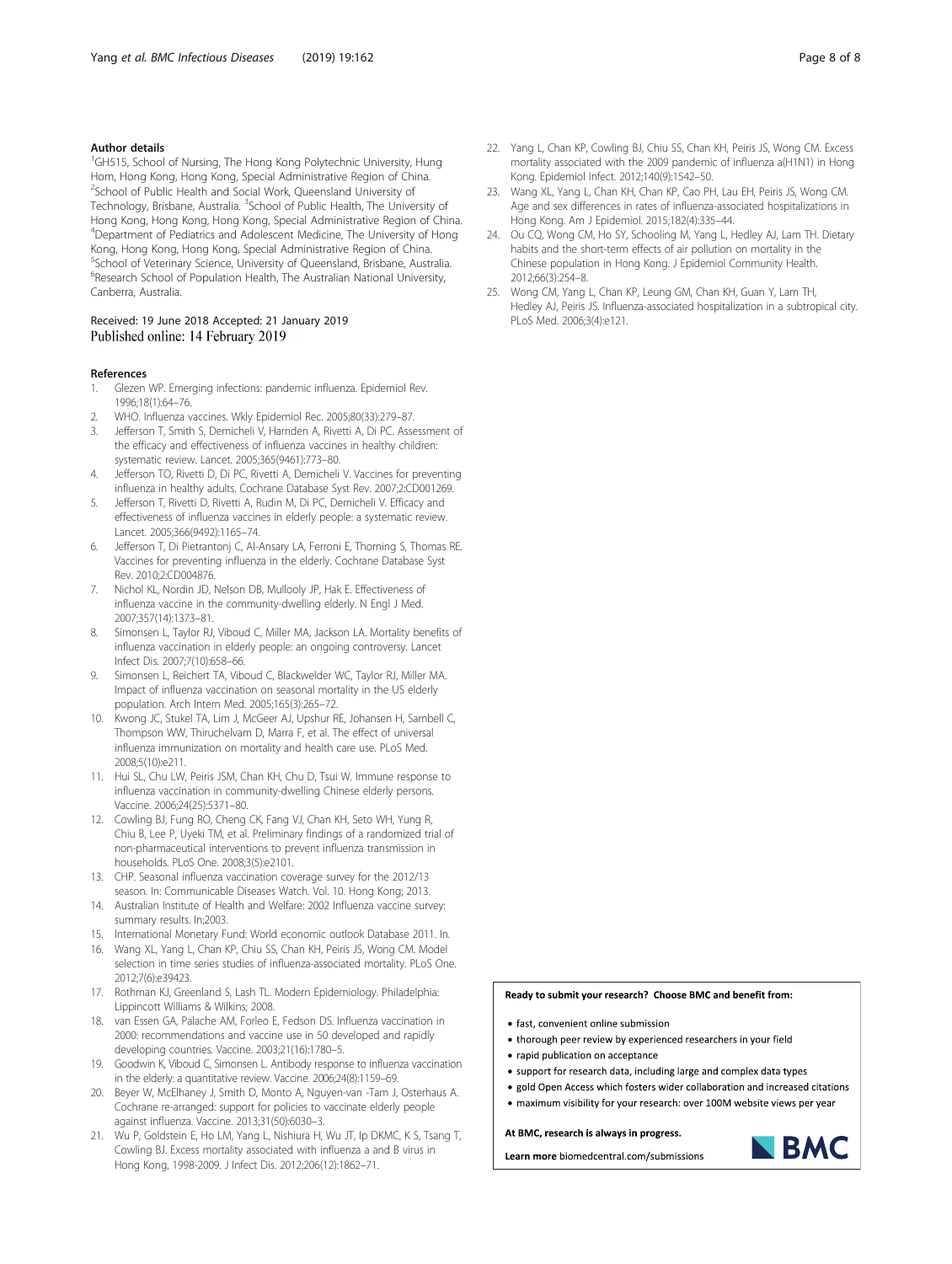### Author details

[1]GH515, School of Nursing, The Hong Kong Polytechnic University, Hung Hom, Hong Kong, Hong Kong, Special Administrative Region of China. [2]School of Public Health and Social Work, Queensland University of Technology, Brisbane, Australia. [3]School of Public Health, The University of Hong Kong, Hong Kong, Hong Kong, Special Administrative Region of China. [4]Department of Pediatrics and Adolescent Medicine, The University of Hong Kong, Hong Kong, Hong Kong, Special Administrative Region of China. [5]School of Veterinary Science, University of Queensland, Brisbane, Australia. [6]Research School of Population Health, The Australian National University, Canberra, Australia.

Received: 19 June 2018 Accepted: 21 January 2019
Published online: 14 February 2019

### References

1. Glezen WP. Emerging infections: pandemic influenza. Epidemiol Rev. 1996;18(1):64–76.
2. WHO. Influenza vaccines. Wkly Epidemiol Rec. 2005;80(33):279–87.
3. Jefferson T, Smith S, Demicheli V, Harnden A, Rivetti A, Di PC. Assessment of the efficacy and effectiveness of influenza vaccines in healthy children: systematic review. Lancet. 2005;365(9461):773–80.
4. Jefferson TO, Rivetti D, Di PC, Rivetti A, Demicheli V. Vaccines for preventing influenza in healthy adults. Cochrane Database Syst Rev. 2007;2:CD001269.
5. Jefferson T, Rivetti D, Rivetti A, Rudin M, Di PC, Demicheli V. Efficacy and effectiveness of influenza vaccines in elderly people: a systematic review. Lancet. 2005;366(9492):1165–74.
6. Jefferson T, Di Pietrantonj C, Al-Ansary LA, Ferroni E, Thorning S, Thomas RE. Vaccines for preventing influenza in the elderly. Cochrane Database Syst Rev. 2010;2:CD004876.
7. Nichol KL, Nordin JD, Nelson DB, Mullooly JP, Hak E. Effectiveness of influenza vaccine in the community-dwelling elderly. N Engl J Med. 2007;357(14):1373–81.
8. Simonsen L, Taylor RJ, Viboud C, Miller MA, Jackson LA. Mortality benefits of influenza vaccination in elderly people: an ongoing controversy. Lancet Infect Dis. 2007;7(10):658–66.
9. Simonsen L, Reichert TA, Viboud C, Blackwelder WC, Taylor RJ, Miller MA. Impact of influenza vaccination on seasonal mortality in the US elderly population. Arch Intern Med. 2005;165(3):265–72.
10. Kwong JC, Stukel TA, Lim J, McGeer AJ, Upshur RE, Johansen H, Sambell C, Thompson WW, Thiruchelvam D, Marra F, et al. The effect of universal influenza immunization on mortality and health care use. PLoS Med. 2008;5(10):e211.
11. Hui SL, Chu LW, Peiris JSM, Chan KH, Chu D, Tsui W. Immune response to influenza vaccination in community-dwelling Chinese elderly persons. Vaccine. 2006;24(25):5371–80.
12. Cowling BJ, Fung RO, Cheng CK, Fang VJ, Chan KH, Seto WH, Yung R, Chiu B, Lee P, Uyeki TM, et al. Preliminary findings of a randomized trial of non-pharmaceutical interventions to prevent influenza transmission in households. PLoS One. 2008;3(5):e2101.
13. CHP. Seasonal influenza vaccination coverage survey for the 2012/13 season. In: Communicable Diseases Watch. Vol. 10. Hong Kong; 2013.
14. Australian Institute of Health and Welfare: 2002 Influenza vaccine survey: summary results. In;2003.
15. International Monetary Fund: World economic outlook Database 2011. In.
16. Wang XL, Yang L, Chan KP, Chiu SS, Chan KH, Peiris JS, Wong CM. Model selection in time series studies of influenza-associated mortality. PLoS One. 2012;7(6):e39423.
17. Rothman KJ, Greenland S, Lash TL. Modern Epidemiology. Philadelphia: Lippincott Williams & Wilkins; 2008.
18. van Essen GA, Palache AM, Forleo E, Fedson DS. Influenza vaccination in 2000: recommendations and vaccine use in 50 developed and rapidly developing countries. Vaccine. 2003;21(16):1780–5.
19. Goodwin K, Viboud C, Simonsen L. Antibody response to influenza vaccination in the elderly: a quantitative review. Vaccine. 2006;24(8):1159–69.
20. Beyer W, McElhaney J, Smith D, Monto A, Nguyen-van -Tam J, Osterhaus A. Cochrane re-arranged: support for policies to vaccinate elderly people against influenza. Vaccine. 2013;31(50):6030–3.
21. Wu P, Goldstein E, Ho LM, Yang L, Nishiura H, Wu JT, Ip DKMC, K S, Tsang T, Cowling BJ. Excess mortality associated with influenza a and B virus in Hong Kong, 1998-2009. J Infect Dis. 2012;206(12):1862–71.
22. Yang L, Chan KP, Cowling BJ, Chiu SS, Chan KH, Peiris JS, Wong CM. Excess mortality associated with the 2009 pandemic of influenza a(H1N1) in Hong Kong. Epidemiol Infect. 2012;140(9):1542–50.
23. Wang XL, Yang L, Chan KH, Chan KP, Cao PH, Lau EH, Peiris JS, Wong CM. Age and sex differences in rates of influenza-associated hospitalizations in Hong Kong. Am J Epidemiol. 2015;182(4):335–44.
24. Ou CQ, Wong CM, Ho SY, Schooling M, Yang L, Hedley AJ, Lam TH. Dietary habits and the short-term effects of air pollution on mortality in the Chinese population in Hong Kong. J Epidemiol Community Health. 2012;66(3):254–8.
25. Wong CM, Yang L, Chan KP, Leung GM, Chan KH, Guan Y, Lam TH, Hedley AJ, Peiris JS. Influenza-associated hospitalization in a subtropical city. PLoS Med. 2006;3(4):e121.

**Ready to submit your research? Choose BMC and benefit from:**

- fast, convenient online submission
- thorough peer review by experienced researchers in your field
- rapid publication on acceptance
- support for research data, including large and complex data types
- gold Open Access which fosters wider collaboration and increased citations
- maximum visibility for your research: over 100M website views per year

**At BMC, research is always in progress.**

**Learn more** biomedcentral.com/submissions

BMC